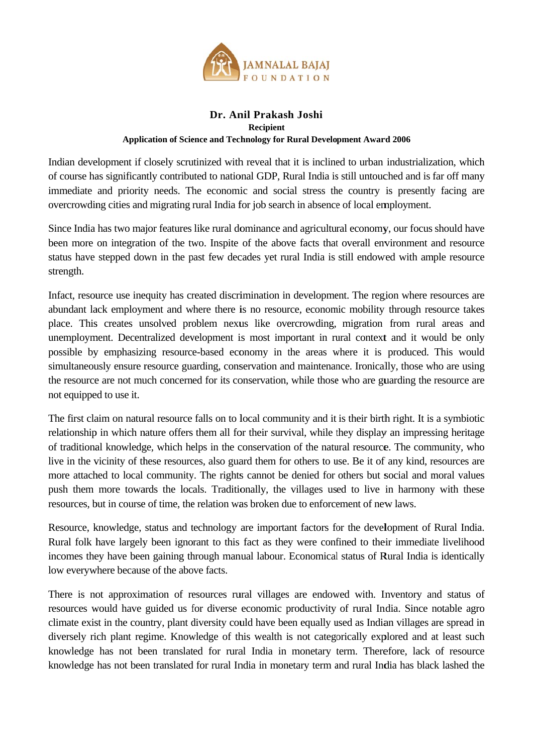JAMNALAL BAJAJ FOUNDATION

## Dr. Anil Prakash Joshi

**Recipient**

**Application of Science and Technology for Rural Development Award 2006**

Indian development if closely scrutinized with reveal that it is inclined to urban industrialization, which of course has significantly contributed to national GDP, Rural India is still untouched and is far off many immediate and priority needs. The economic and social stress the country is presently facing are overcrowding cities and migrating rural India for job search in absence of local employment.

Since India has two major features like rural dominance and agricultural economy, our focus should have been more on integration of the two. Inspite of the above facts that overall environment and resource status have stepped down in the past few decades yet rural India is still endowed with ample resource strength.

Infact, resource use inequity has created discrimination in development. The region where resources are abundant lack employment and where there is no resource, economic mobility through resource takes place. This creates unsolved problem nexus like overcrowding, migration from rural areas and unemployment. Decentralized development is most important in rural context and it would be only possible by emphasizing resource-based economy in the areas where it is produced. This would simultaneously ensure resource guarding, conservation and maintenance. Ironically, those who are using the resource are not much concerned for its conservation, while those who are guarding the resource are not equipped to use it.

The first claim on natural resource falls on to local community and it is their birth right. It is a symbiotic relationship in which nature offers them all for their survival, while they display an impressing heritage of traditional knowledge, which helps in the conservation of the natural resource. The community, who live in the vicinity of these resources, also guard them for others to use. Be it of any kind, resources are more attached to local community. The rights cannot be denied for others but social and moral values push them more towards the locals. Traditionally, the villages used to live in harmony with these resources, but in course of time, the relation was broken due to enforcement of new laws.

Resource, knowledge, status and technology are important factors for the development of Rural India. Rural folk have largely been ignorant to this fact as they were confined to their immediate livelihood incomes they have been gaining through manual labour. Economical status of Rural India is identically low everywhere because of the above facts.

There is not approximation of resources rural villages are endowed with. Inventory and status of resources would have guided us for diverse economic productivity of rural India. Since notable agro climate exist in the country, plant diversity could have been equally used as Indian villages are spread in diversely rich plant regime. Knowledge of this wealth is not categorically explored and at least such knowledge has not been translated for rural India in monetary term. Therefore, lack of resource knowledge has not been translated for rural India in monetary term and rural India has black lashed the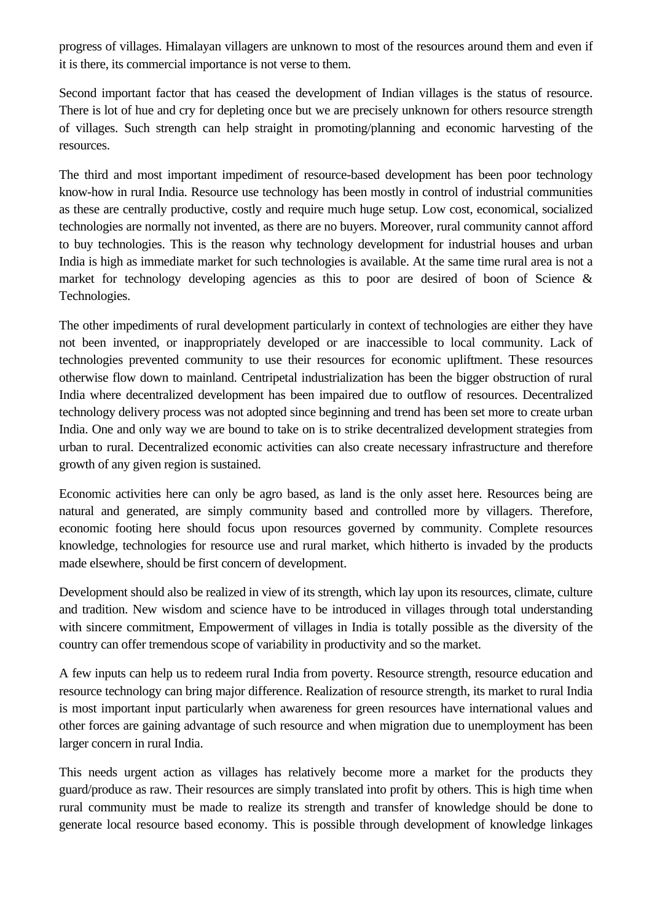progress of villages. Himalayan villagers are unknown to most of the resources around them and even if it is there, its commercial importance is not verse to them.

Second important factor that has ceased the development of Indian villages is the status of resource. There is lot of hue and cry for depleting once but we are precisely unknown for others resource strength of villages. Such strength can help straight in promoting/planning and economic harvesting of the resources.

The third and most important impediment of resource-based development has been poor technology know-how in rural India. Resource use technology has been mostly in control of industrial communities as these are centrally productive, costly and require much huge setup. Low cost, economical, socialized technologies are normally not invented, as there are no buyers. Moreover, rural community cannot afford to buy technologies. This is the reason why technology development for industrial houses and urban India is high as immediate market for such technologies is available. At the same time rural area is not a market for technology developing agencies as this to poor are desired of boon of Science & Technologies.

The other impediments of rural development particularly in context of technologies are either they have not been invented, or inappropriately developed or are inaccessible to local community. Lack of technologies prevented community to use their resources for economic upliftment. These resources otherwise flow down to mainland. Centripetal industrialization has been the bigger obstruction of rural India where decentralized development has been impaired due to outflow of resources. Decentralized technology delivery process was not adopted since beginning and trend has been set more to create urban India. One and only way we are bound to take on is to strike decentralized development strategies from urban to rural. Decentralized economic activities can also create necessary infrastructure and therefore growth of any given region is sustained.

Economic activities here can only be agro based, as land is the only asset here. Resources being are natural and generated, are simply community based and controlled more by villagers. Therefore, economic footing here should focus upon resources governed by community. Complete resources knowledge, technologies for resource use and rural market, which hitherto is invaded by the products made elsewhere, should be first concern of development.

Development should also be realized in view of its strength, which lay upon its resources, climate, culture and tradition. New wisdom and science have to be introduced in villages through total understanding with sincere commitment, Empowerment of villages in India is totally possible as the diversity of the country can offer tremendous scope of variability in productivity and so the market.

A few inputs can help us to redeem rural India from poverty. Resource strength, resource education and resource technology can bring major difference. Realization of resource strength, its market to rural India is most important input particularly when awareness for green resources have international values and other forces are gaining advantage of such resource and when migration due to unemployment has been larger concern in rural India.

This needs urgent action as villages has relatively become more a market for the products they guard/produce as raw. Their resources are simply translated into profit by others. This is high time when rural community must be made to realize its strength and transfer of knowledge should be done to generate local resource based economy. This is possible through development of knowledge linkages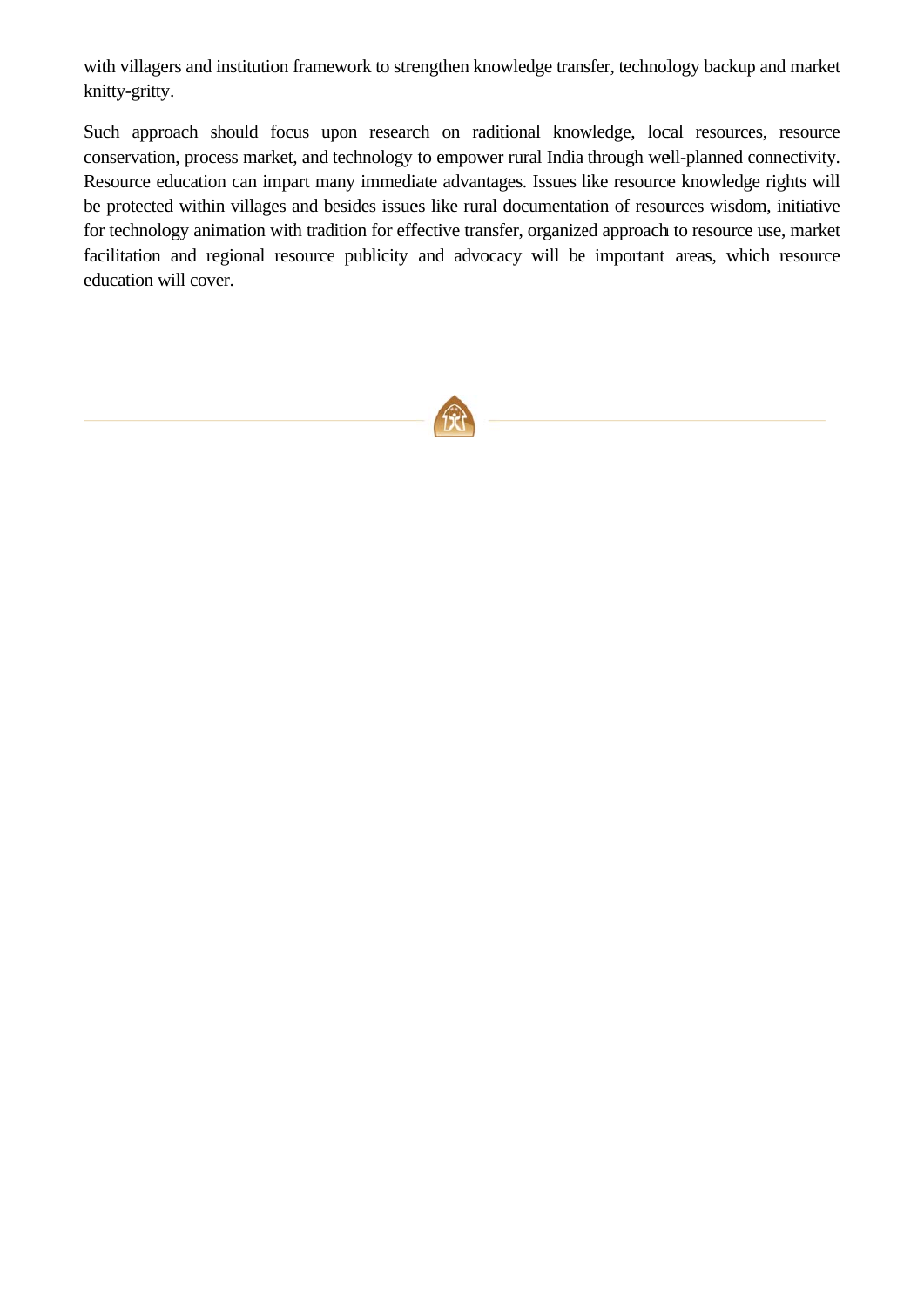with villagers and institution framework to strengthen knowledge transfer, technology backup and market knitty-gritty.

Such approach should focus upon research on raditional knowledge, local resources, resource conservation, process market, and technology to empower rural India through well-planned connectivity. Resource education can impart many immediate advantages. Issues like resource knowledge rights will be protected within villages and besides issues like rural documentation of resources wisdom, initiative for technology animation with tradition for effective transfer, organized approach to resource use, market facilitation and regional resource publicity and advocacy will be important areas, which resource education will cover.